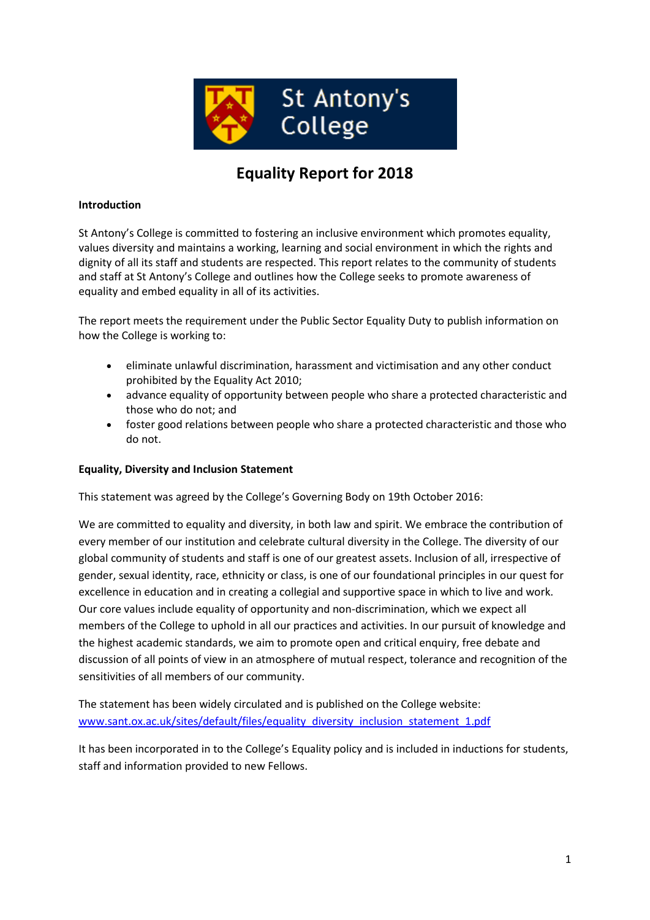St Antony's College

# Equality Report for 2018

**Introduction**

St Antony's College is committed to fostering an inclusive environment which promotes equality, values diversity and maintains a working, learning and social environment in which the rights and dignity of all its staff and students are respected. This report relates to the community of students and staff at St Antony's College and outlines how the College seeks to promote awareness of equality and embed equality in all of its activities.

The report meets the requirement under the Public Sector Equality Duty to publish information on how the College is working to:

- eliminate unlawful discrimination, harassment and victimisation and any other conduct prohibited by the Equality Act 2010;
- advance equality of opportunity between people who share a protected characteristic and those who do not; and
- foster good relations between people who share a protected characteristic and those who do not.

**Equality, Diversity and Inclusion Statement**

This statement was agreed by the College's Governing Body on 19th October 2016:

We are committed to equality and diversity, in both law and spirit. We embrace the contribution of every member of our institution and celebrate cultural diversity in the College. The diversity of our global community of students and staff is one of our greatest assets. Inclusion of all, irrespective of gender, sexual identity, race, ethnicity or class, is one of our foundational principles in our quest for excellence in education and in creating a collegial and supportive space in which to live and work. Our core values include equality of opportunity and non-discrimination, which we expect all members of the College to uphold in all our practices and activities. In our pursuit of knowledge and the highest academic standards, we aim to promote open and critical enquiry, free debate and discussion of all points of view in an atmosphere of mutual respect, tolerance and recognition of the sensitivities of all members of our community.

The statement has been widely circulated and is published on the College website: www.sant.ox.ac.uk/sites/default/files/equality_diversity_inclusion_statement_1.pdf

It has been incorporated in to the College's Equality policy and is included in inductions for students, staff and information provided to new Fellows.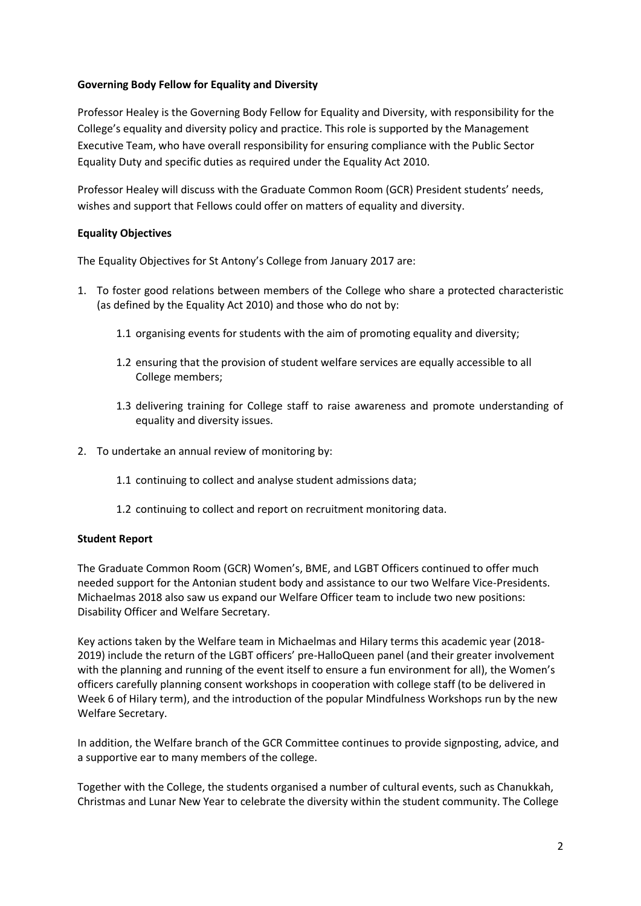**Governing Body Fellow for Equality and Diversity**

Professor Healey is the Governing Body Fellow for Equality and Diversity, with responsibility for the College's equality and diversity policy and practice. This role is supported by the Management Executive Team, who have overall responsibility for ensuring compliance with the Public Sector Equality Duty and specific duties as required under the Equality Act 2010.

Professor Healey will discuss with the Graduate Common Room (GCR) President students' needs, wishes and support that Fellows could offer on matters of equality and diversity.

**Equality Objectives**

The Equality Objectives for St Antony's College from January 2017 are:

1. To foster good relations between members of the College who share a protected characteristic (as defined by the Equality Act 2010) and those who do not by:

    1.1 organising events for students with the aim of promoting equality and diversity;

    1.2 ensuring that the provision of student welfare services are equally accessible to all College members;

    1.3 delivering training for College staff to raise awareness and promote understanding of equality and diversity issues.

2. To undertake an annual review of monitoring by:

    1.1 continuing to collect and analyse student admissions data;

    1.2 continuing to collect and report on recruitment monitoring data.

**Student Report**

The Graduate Common Room (GCR) Women's, BME, and LGBT Officers continued to offer much needed support for the Antonian student body and assistance to our two Welfare Vice-Presidents. Michaelmas 2018 also saw us expand our Welfare Officer team to include two new positions: Disability Officer and Welfare Secretary.

Key actions taken by the Welfare team in Michaelmas and Hilary terms this academic year (2018-2019) include the return of the LGBT officers' pre-HalloQueen panel (and their greater involvement with the planning and running of the event itself to ensure a fun environment for all), the Women's officers carefully planning consent workshops in cooperation with college staff (to be delivered in Week 6 of Hilary term), and the introduction of the popular Mindfulness Workshops run by the new Welfare Secretary.

In addition, the Welfare branch of the GCR Committee continues to provide signposting, advice, and a supportive ear to many members of the college.

Together with the College, the students organised a number of cultural events, such as Chanukkah, Christmas and Lunar New Year to celebrate the diversity within the student community. The College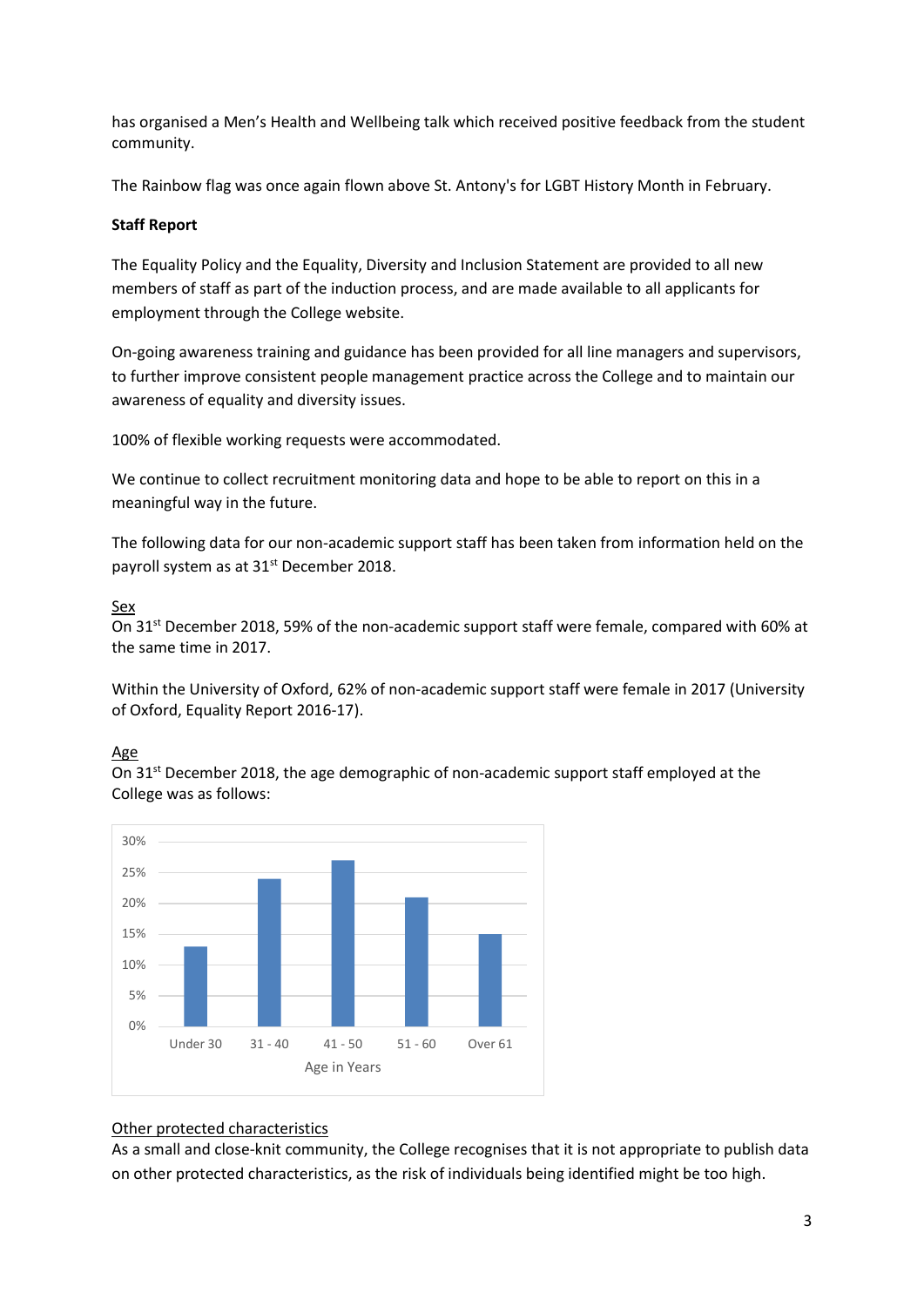has organised a Men's Health and Wellbeing talk which received positive feedback from the student community.

The Rainbow flag was once again flown above St. Antony's for LGBT History Month in February.

**Staff Report**

The Equality Policy and the Equality, Diversity and Inclusion Statement are provided to all new members of staff as part of the induction process, and are made available to all applicants for employment through the College website.

On-going awareness training and guidance has been provided for all line managers and supervisors, to further improve consistent people management practice across the College and to maintain our awareness of equality and diversity issues.

100% of flexible working requests were accommodated.

We continue to collect recruitment monitoring data and hope to be able to report on this in a meaningful way in the future.

The following data for our non-academic support staff has been taken from information held on the payroll system as at 31st December 2018.

Sex

On 31st December 2018, 59% of the non-academic support staff were female, compared with 60% at the same time in 2017.

Within the University of Oxford, 62% of non-academic support staff were female in 2017 (University of Oxford, Equality Report 2016-17).

Age

On 31st December 2018, the age demographic of non-academic support staff employed at the College was as follows:

30%
25%
20%
15%
10%
5%
0%

Under 30
31 - 40
41 - 50
51 - 60
Over 61

Age in Years

Other protected characteristics

As a small and close-knit community, the College recognises that it is not appropriate to publish data on other protected characteristics, as the risk of individuals being identified might be too high.